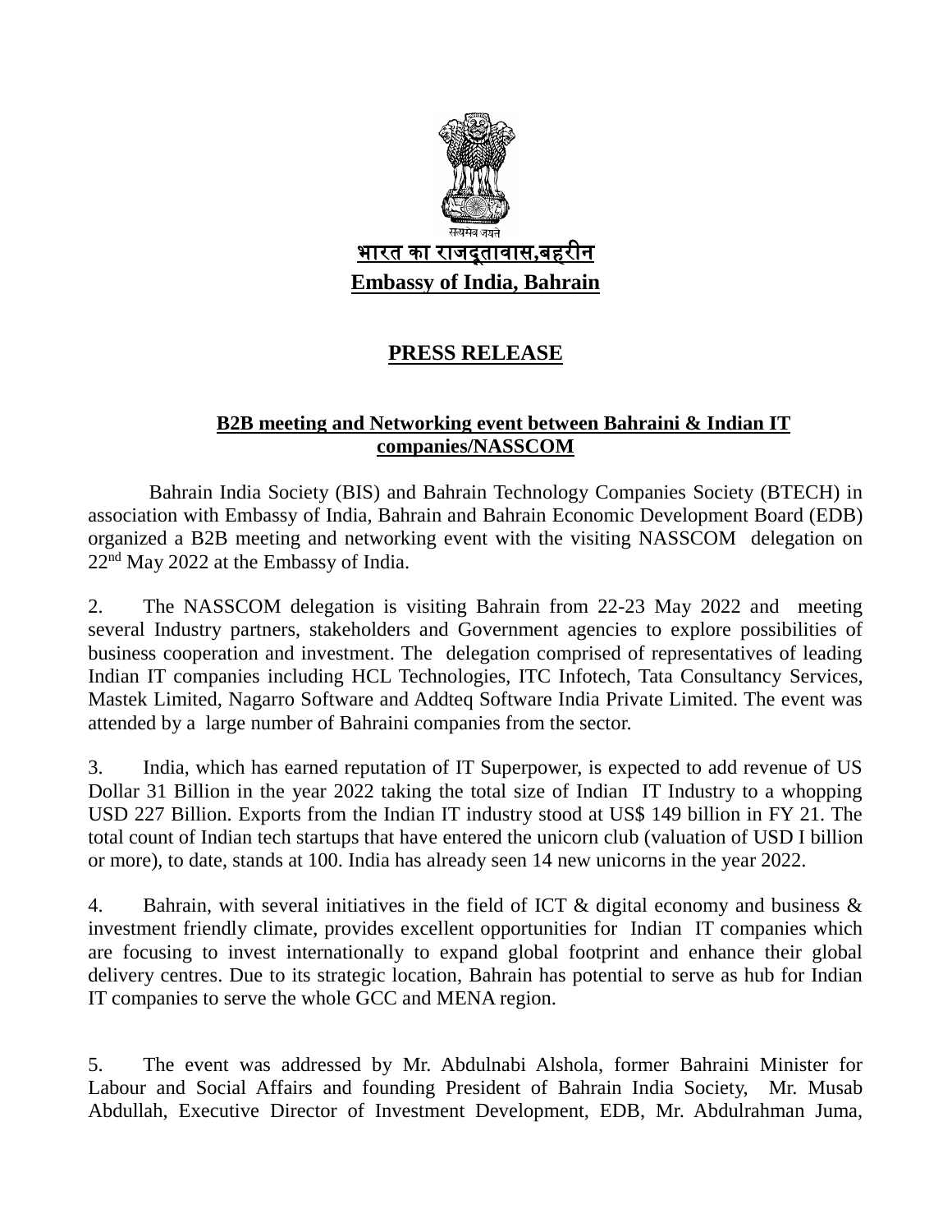सत्यमेव जयते

भारत का राजदूतावास,बहरीन

**Embassy of India, Bahrain**

# PRESS RELEASE

## B2B meeting and Networking event between Bahraini & Indian IT companies/NASSCOM

Bahrain India Society (BIS) and Bahrain Technology Companies Society (BTECH) in association with Embassy of India, Bahrain and Bahrain Economic Development Board (EDB) organized a B2B meeting and networking event with the visiting NASSCOM delegation on 22nd May 2022 at the Embassy of India.

2. The NASSCOM delegation is visiting Bahrain from 22-23 May 2022 and meeting several Industry partners, stakeholders and Government agencies to explore possibilities of business cooperation and investment. The delegation comprised of representatives of leading Indian IT companies including HCL Technologies, ITC Infotech, Tata Consultancy Services, Mastek Limited, Nagarro Software and Addteq Software India Private Limited. The event was attended by a large number of Bahraini companies from the sector.

3. India, which has earned reputation of IT Superpower, is expected to add revenue of US Dollar 31 Billion in the year 2022 taking the total size of Indian IT Industry to a whopping USD 227 Billion. Exports from the Indian IT industry stood at US$ 149 billion in FY 21. The total count of Indian tech startups that have entered the unicorn club (valuation of USD I billion or more), to date, stands at 100. India has already seen 14 new unicorns in the year 2022.

4. Bahrain, with several initiatives in the field of ICT & digital economy and business & investment friendly climate, provides excellent opportunities for Indian IT companies which are focusing to invest internationally to expand global footprint and enhance their global delivery centres. Due to its strategic location, Bahrain has potential to serve as hub for Indian IT companies to serve the whole GCC and MENA region.

5. The event was addressed by Mr. Abdulnabi Alshola, former Bahraini Minister for Labour and Social Affairs and founding President of Bahrain India Society, Mr. Musab Abdullah, Executive Director of Investment Development, EDB, Mr. Abdulrahman Juma,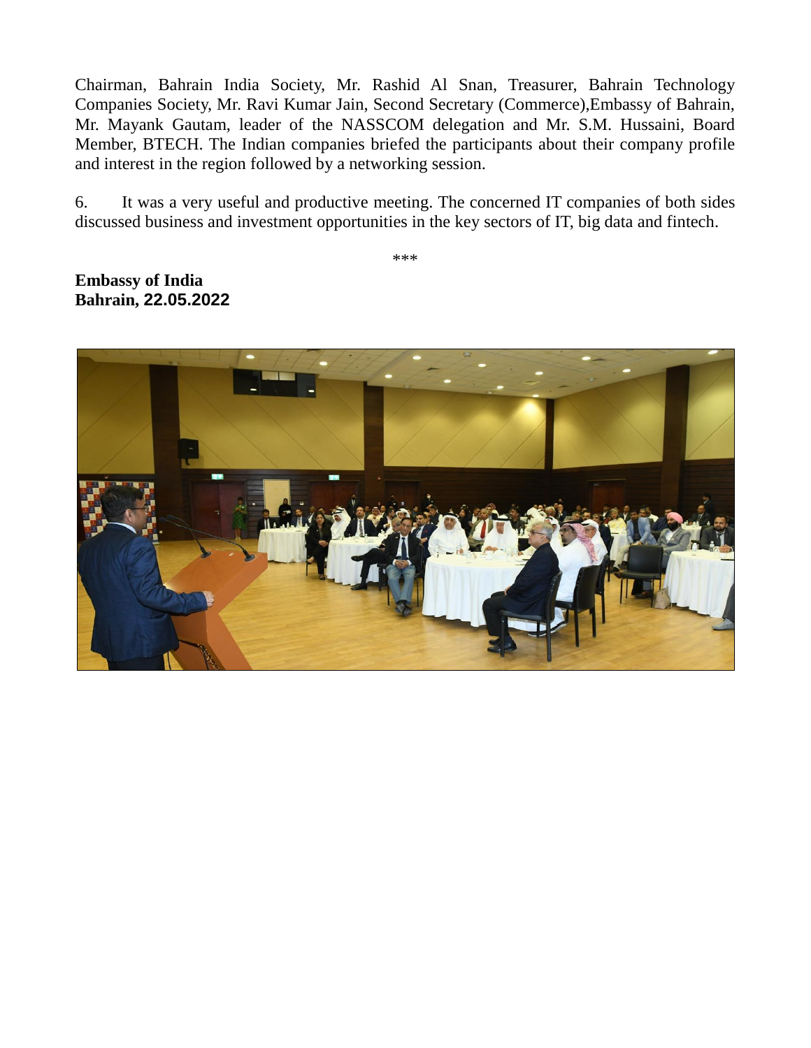Chairman, Bahrain India Society, Mr. Rashid Al Snan, Treasurer, Bahrain Technology Companies Society, Mr. Ravi Kumar Jain, Second Secretary (Commerce),Embassy of Bahrain, Mr. Mayank Gautam, leader of the NASSCOM delegation and Mr. S.M. Hussaini, Board Member, BTECH. The Indian companies briefed the participants about their company profile and interest in the region followed by a networking session.

6. It was a very useful and productive meeting. The concerned IT companies of both sides discussed business and investment opportunities in the key sectors of IT, big data and fintech.

\*\*\*

**Embassy of India**
**Bahrain, 22.05.2022**